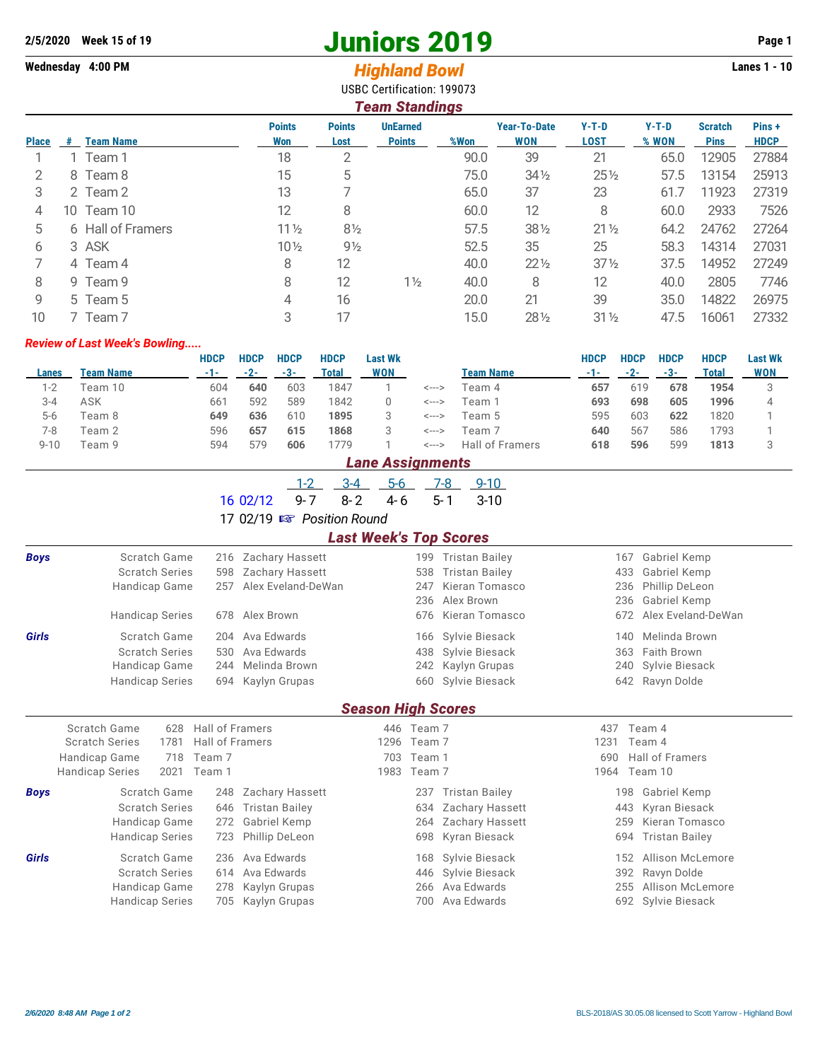**2/5/2020 Week 15 of 19**

# Juniors 2019

**Wednesday 4:00 PM**

## Highland Bowl

**Lanes 1 - 10**

USBC Certification: 199073

## Team Standings

| Place | # | Team Name | Points Won | Points Lost | UnEarned Points | %Won | Year-To-Date WON | Y-T-D LOST | Y-T-D % WON | Scratch Pins | Pins + HDCP |
|---|---|---|---|---|---|---|---|---|---|---|---|
| 1 | 1 | Team 1 | 18 | 2 | | 90.0 | 39 | 21 | 65.0 | 12905 | 27884 |
| 2 | 8 | Team 8 | 15 | 5 | | 75.0 | 34½ | 25½ | 57.5 | 13154 | 25913 |
| 3 | 2 | Team 2 | 13 | 7 | | 65.0 | 37 | 23 | 61.7 | 11923 | 27319 |
| 4 | 10 | Team 10 | 12 | 8 | | 60.0 | 12 | 8 | 60.0 | 2933 | 7526 |
| 5 | 6 | Hall of Framers | 11½ | 8½ | | 57.5 | 38½ | 21½ | 64.2 | 24762 | 27264 |
| 6 | 3 | ASK | 10½ | 9½ | | 52.5 | 35 | 25 | 58.3 | 14314 | 27031 |
| 7 | 4 | Team 4 | 8 | 12 | | 40.0 | 22½ | 37½ | 37.5 | 14952 | 27249 |
| 8 | 9 | Team 9 | 8 | 12 | 1½ | 40.0 | 8 | 12 | 40.0 | 2805 | 7746 |
| 9 | 5 | Team 5 | 4 | 16 | | 20.0 | 21 | 39 | 35.0 | 14822 | 26975 |
| 10 | 7 | Team 7 | 3 | 17 | | 15.0 | 28½ | 31½ | 47.5 | 16061 | 27332 |

### *Review of Last Week's Bowling.....*

| Lanes | Team Name | HDCP -1- | HDCP -2- | HDCP -3- | HDCP Total | Last Wk WON | | Team Name | HDCP -1- | HDCP -2- | HDCP -3- | HDCP Total | Last Wk WON |
|---|---|---|---|---|---|---|---|---|---|---|---|---|---|
| 1-2 | Team 10 | 604 | **640** | 603 | 1847 | 1 | <---> | Team 4 | **657** | 619 | **678** | **1954** | 3 |
| 3-4 | ASK | 661 | 592 | 589 | 1842 | 0 | <---> | Team 1 | **693** | **698** | **605** | **1996** | 4 |
| 5-6 | Team 8 | **649** | **636** | 610 | **1895** | 3 | <---> | Team 5 | 595 | 603 | **622** | 1820 | 1 |
| 7-8 | Team 2 | 596 | **657** | **615** | **1868** | 3 | <---> | Team 7 | **640** | 567 | 586 | 1793 | 1 |
| 9-10 | Team 9 | 594 | 579 | **606** | 1779 | 1 | <---> | Hall of Framers | **618** | **596** | 599 | **1813** | 3 |

## Lane Assignments

| | 1-2 | 3-4 | 5-6 | 7-8 | 9-10 |
|---|---|---|---|---|---|
| 16 02/12 | 9- 7 | 8- 2 | 4- 6 | 5- 1 | 3-10 |

17 02/19 ☞ *Position Round*

## Last Week's Top Scores

| | | | | | | | |
|---|---|---|---|---|---|---|---|
| **Boys** | Scratch Game | 216 | Zachary Hassett | 199 | Tristan Bailey | 167 | Gabriel Kemp |
| | Scratch Series | 598 | Zachary Hassett | 538 | Tristan Bailey | 433 | Gabriel Kemp |
| | Handicap Game | 257 | Alex Eveland-DeWan | 247 | Kieran Tomasco | 236 | Phillip DeLeon |
| | | | | 236 | Alex Brown | 236 | Gabriel Kemp |
| | Handicap Series | 678 | Alex Brown | 676 | Kieran Tomasco | 672 | Alex Eveland-DeWan |
| **Girls** | Scratch Game | 204 | Ava Edwards | 166 | Sylvie Biesack | 140 | Melinda Brown |
| | Scratch Series | 530 | Ava Edwards | 438 | Sylvie Biesack | 363 | Faith Brown |
| | Handicap Game | 244 | Melinda Brown | 242 | Kaylyn Grupas | 240 | Sylvie Biesack |
| | Handicap Series | 694 | Kaylyn Grupas | 660 | Sylvie Biesack | 642 | Ravyn Dolde |

## Season High Scores

| | | | | | | |
|---|---|---|---|---|---|---|
| Scratch Game | 628 | Hall of Framers | 446 | Team 7 | 437 | Team 4 |
| Scratch Series | 1781 | Hall of Framers | 1296 | Team 7 | 1231 | Team 4 |
| Handicap Game | 718 | Team 7 | 703 | Team 1 | 690 | Hall of Framers |
| Handicap Series | 2021 | Team 1 | 1983 | Team 7 | 1964 | Team 10 |

| | | | | | | | |
|---|---|---|---|---|---|---|---|
| **Boys** | Scratch Game | 248 | Zachary Hassett | 237 | Tristan Bailey | 198 | Gabriel Kemp |
| | Scratch Series | 646 | Tristan Bailey | 634 | Zachary Hassett | 443 | Kyran Biesack |
| | Handicap Game | 272 | Gabriel Kemp | 264 | Zachary Hassett | 259 | Kieran Tomasco |
| | Handicap Series | 723 | Phillip DeLeon | 698 | Kyran Biesack | 694 | Tristan Bailey |
| **Girls** | Scratch Game | 236 | Ava Edwards | 168 | Sylvie Biesack | 152 | Allison McLemore |
| | Scratch Series | 614 | Ava Edwards | 446 | Sylvie Biesack | 392 | Ravyn Dolde |
| | Handicap Game | 278 | Kaylyn Grupas | 266 | Ava Edwards | 255 | Allison McLemore |
| | Handicap Series | 705 | Kaylyn Grupas | 700 | Ava Edwards | 692 | Sylvie Biesack |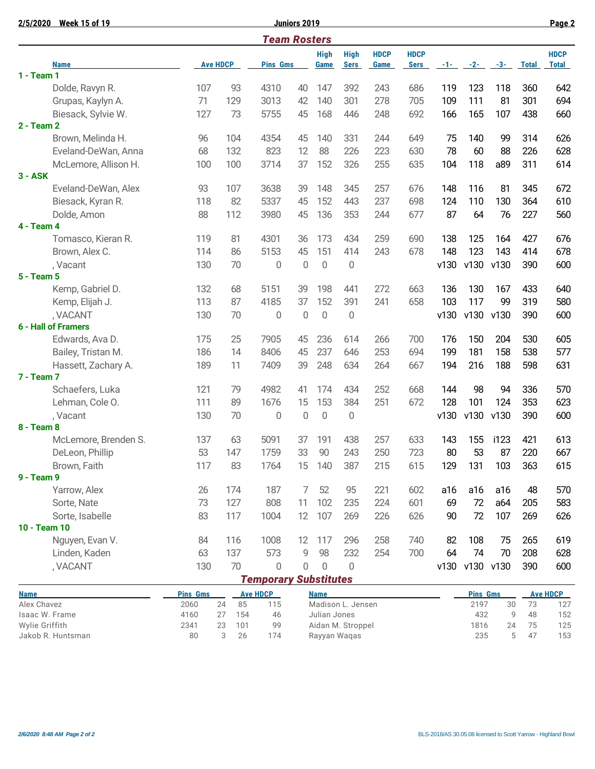2/5/2020 **Week 15 of 19** **Juniors 2019**

## Team Rosters

| Name | Ave | HDCP | Pins | Gms | High Game | High Sers | HDCP Game | HDCP Sers | -1- | -2- | -3- | Total | HDCP Total |
|---|---|---|---|---|---|---|---|---|---|---|---|---|---|
| **1 - Team 1** | | | | | | | | | | | | | |
| Dolde, Ravyn R. | 107 | 93 | 4310 | 40 | 147 | 392 | 243 | 686 | 119 | 123 | 118 | 360 | 642 |
| Grupas, Kaylyn A. | 71 | 129 | 3013 | 42 | 140 | 301 | 278 | 705 | 109 | 111 | 81 | 301 | 694 |
| Biesack, Sylvie W. | 127 | 73 | 5755 | 45 | 168 | 446 | 248 | 692 | 166 | 165 | 107 | 438 | 660 |
| **2 - Team 2** | | | | | | | | | | | | | |
| Brown, Melinda H. | 96 | 104 | 4354 | 45 | 140 | 331 | 244 | 649 | 75 | 140 | 99 | 314 | 626 |
| Eveland-DeWan, Anna | 68 | 132 | 823 | 12 | 88 | 226 | 223 | 630 | 78 | 60 | 88 | 226 | 628 |
| McLemore, Allison H. | 100 | 100 | 3714 | 37 | 152 | 326 | 255 | 635 | 104 | 118 | a89 | 311 | 614 |
| **3 - ASK** | | | | | | | | | | | | | |
| Eveland-DeWan, Alex | 93 | 107 | 3638 | 39 | 148 | 345 | 257 | 676 | 148 | 116 | 81 | 345 | 672 |
| Biesack, Kyran R. | 118 | 82 | 5337 | 45 | 152 | 443 | 237 | 698 | 124 | 110 | 130 | 364 | 610 |
| Dolde, Amon | 88 | 112 | 3980 | 45 | 136 | 353 | 244 | 677 | 87 | 64 | 76 | 227 | 560 |
| **4 - Team 4** | | | | | | | | | | | | | |
| Tomasco, Kieran R. | 119 | 81 | 4301 | 36 | 173 | 434 | 259 | 690 | 138 | 125 | 164 | 427 | 676 |
| Brown, Alex C. | 114 | 86 | 5153 | 45 | 151 | 414 | 243 | 678 | 148 | 123 | 143 | 414 | 678 |
| , Vacant | 130 | 70 | 0 | 0 | 0 | 0 | | | v130 | v130 | v130 | 390 | 600 |
| **5 - Team 5** | | | | | | | | | | | | | |
| Kemp, Gabriel D. | 132 | 68 | 5151 | 39 | 198 | 441 | 272 | 663 | 136 | 130 | 167 | 433 | 640 |
| Kemp, Elijah J. | 113 | 87 | 4185 | 37 | 152 | 391 | 241 | 658 | 103 | 117 | 99 | 319 | 580 |
| , VACANT | 130 | 70 | 0 | 0 | 0 | 0 | | | v130 | v130 | v130 | 390 | 600 |
| **6 - Hall of Framers** | | | | | | | | | | | | | |
| Edwards, Ava D. | 175 | 25 | 7905 | 45 | 236 | 614 | 266 | 700 | 176 | 150 | 204 | 530 | 605 |
| Bailey, Tristan M. | 186 | 14 | 8406 | 45 | 237 | 646 | 253 | 694 | 199 | 181 | 158 | 538 | 577 |
| Hassett, Zachary A. | 189 | 11 | 7409 | 39 | 248 | 634 | 264 | 667 | 194 | 216 | 188 | 598 | 631 |
| **7 - Team 7** | | | | | | | | | | | | | |
| Schaefers, Luka | 121 | 79 | 4982 | 41 | 174 | 434 | 252 | 668 | 144 | 98 | 94 | 336 | 570 |
| Lehman, Cole O. | 111 | 89 | 1676 | 15 | 153 | 384 | 251 | 672 | 128 | 101 | 124 | 353 | 623 |
| , Vacant | 130 | 70 | 0 | 0 | 0 | 0 | | | v130 | v130 | v130 | 390 | 600 |
| **8 - Team 8** | | | | | | | | | | | | | |
| McLemore, Brenden S. | 137 | 63 | 5091 | 37 | 191 | 438 | 257 | 633 | 143 | 155 | i123 | 421 | 613 |
| DeLeon, Phillip | 53 | 147 | 1759 | 33 | 90 | 243 | 250 | 723 | 80 | 53 | 87 | 220 | 667 |
| Brown, Faith | 117 | 83 | 1764 | 15 | 140 | 387 | 215 | 615 | 129 | 131 | 103 | 363 | 615 |
| **9 - Team 9** | | | | | | | | | | | | | |
| Yarrow, Alex | 26 | 174 | 187 | 7 | 52 | 95 | 221 | 602 | a16 | a16 | a16 | 48 | 570 |
| Sorte, Nate | 73 | 127 | 808 | 11 | 102 | 235 | 224 | 601 | 69 | 72 | a64 | 205 | 583 |
| Sorte, Isabelle | 83 | 117 | 1004 | 12 | 107 | 269 | 226 | 626 | 90 | 72 | 107 | 269 | 626 |
| **10 - Team 10** | | | | | | | | | | | | | |
| Nguyen, Evan V. | 84 | 116 | 1008 | 12 | 117 | 296 | 258 | 740 | 82 | 108 | 75 | 265 | 619 |
| Linden, Kaden | 63 | 137 | 573 | 9 | 98 | 232 | 254 | 700 | 64 | 74 | 70 | 208 | 628 |
| , VACANT | 130 | 70 | 0 | 0 | 0 | 0 | | | v130 | v130 | v130 | 390 | 600 |

## Temporary Substitutes

| Name | Pins | Gms | Ave | HDCP | Name | Pins | Gms | Ave | HDCP |
|---|---|---|---|---|---|---|---|---|---|
| Alex Chavez | 2060 | 24 | 85 | 115 | Madison L. Jensen | 2197 | 30 | 73 | 127 |
| Isaac W. Frame | 4160 | 27 | 154 | 46 | Julian Jones | 432 | 9 | 48 | 152 |
| Wylie Griffith | 2341 | 23 | 101 | 99 | Aidan M. Stroppel | 1816 | 24 | 75 | 125 |
| Jakob R. Huntsman | 80 | 3 | 26 | 174 | Rayyan Waqas | 235 | 5 | 47 | 153 |

BLS-2018/AS 30.05.08 licensed to Scott Yarrow - Highland Bowl